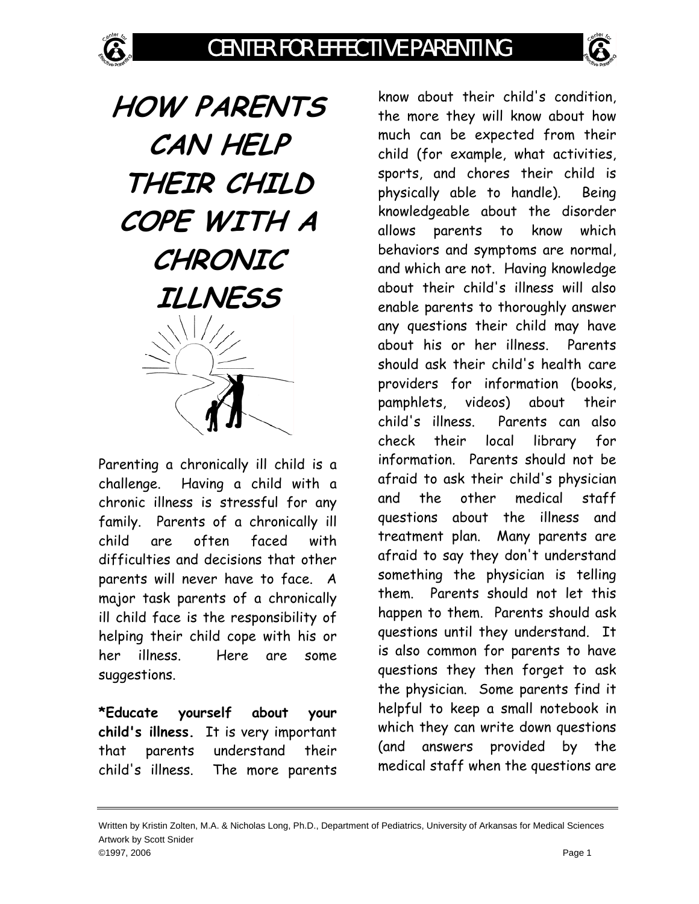# HOW PARENTS CAN HELP THEIR CHILD COPE WITH A CHRONIC ILLNESS

Parenting a chronically ill child is a challenge. Having a child with a chronic illness is stressful for any family. Parents of a chronically ill child are often faced with difficulties and decisions that other parents will never have to face. A major task parents of a chronically ill child face is the responsibility of helping their child cope with his or her illness. Here are some suggestions.

**\*Educate yourself about your child's illness.** It is very important that parents understand their child's illness. The more parents know about their child's condition, the more they will know about how much can be expected from their child (for example, what activities, sports, and chores their child is physically able to handle). Being knowledgeable about the disorder allows parents to know which behaviors and symptoms are normal, and which are not. Having knowledge about their child's illness will also enable parents to thoroughly answer any questions their child may have about his or her illness. Parents should ask their child's health care providers for information (books, pamphlets, videos) about their child's illness. Parents can also check their local library for information. Parents should not be afraid to ask their child's physician and the other medical staff questions about the illness and treatment plan. Many parents are afraid to say they don't understand something the physician is telling them. Parents should not let this happen to them. Parents should ask questions until they understand. It is also common for parents to have questions they then forget to ask the physician. Some parents find it helpful to keep a small notebook in which they can write down questions (and answers provided by the medical staff when the questions are

Written by Kristin Zolten, M.A. & Nicholas Long, Ph.D., Department of Pediatrics, University of Arkansas for Medical Sciences
Artwork by Scott Snider
©1997, 2006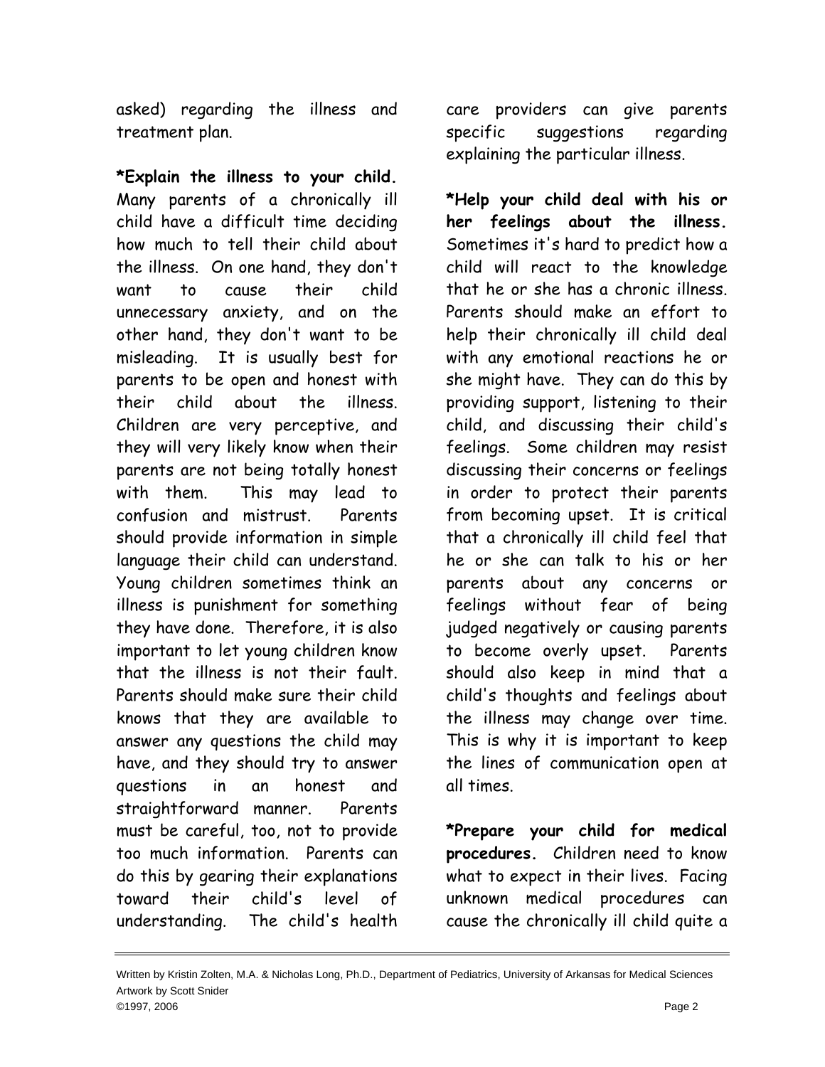asked) regarding the illness and treatment plan.

***Explain the illness to your child.** Many parents of a chronically ill child have a difficult time deciding how much to tell their child about the illness. On one hand, they don't want to cause their child unnecessary anxiety, and on the other hand, they don't want to be misleading. It is usually best for parents to be open and honest with their child about the illness. Children are very perceptive, and they will very likely know when their parents are not being totally honest with them. This may lead to confusion and mistrust. Parents should provide information in simple language their child can understand. Young children sometimes think an illness is punishment for something they have done. Therefore, it is also important to let young children know that the illness is not their fault. Parents should make sure their child knows that they are available to answer any questions the child may have, and they should try to answer questions in an honest and straightforward manner. Parents must be careful, too, not to provide too much information. Parents can do this by gearing their explanations toward their child's level of understanding. The child's health care providers can give parents specific suggestions regarding explaining the particular illness.

***Help your child deal with his or her feelings about the illness.** Sometimes it's hard to predict how a child will react to the knowledge that he or she has a chronic illness. Parents should make an effort to help their chronically ill child deal with any emotional reactions he or she might have. They can do this by providing support, listening to their child, and discussing their child's feelings. Some children may resist discussing their concerns or feelings in order to protect their parents from becoming upset. It is critical that a chronically ill child feel that he or she can talk to his or her parents about any concerns or feelings without fear of being judged negatively or causing parents to become overly upset. Parents should also keep in mind that a child's thoughts and feelings about the illness may change over time. This is why it is important to keep the lines of communication open at all times.

***Prepare your child for medical procedures.** Children need to know what to expect in their lives. Facing unknown medical procedures can cause the chronically ill child quite a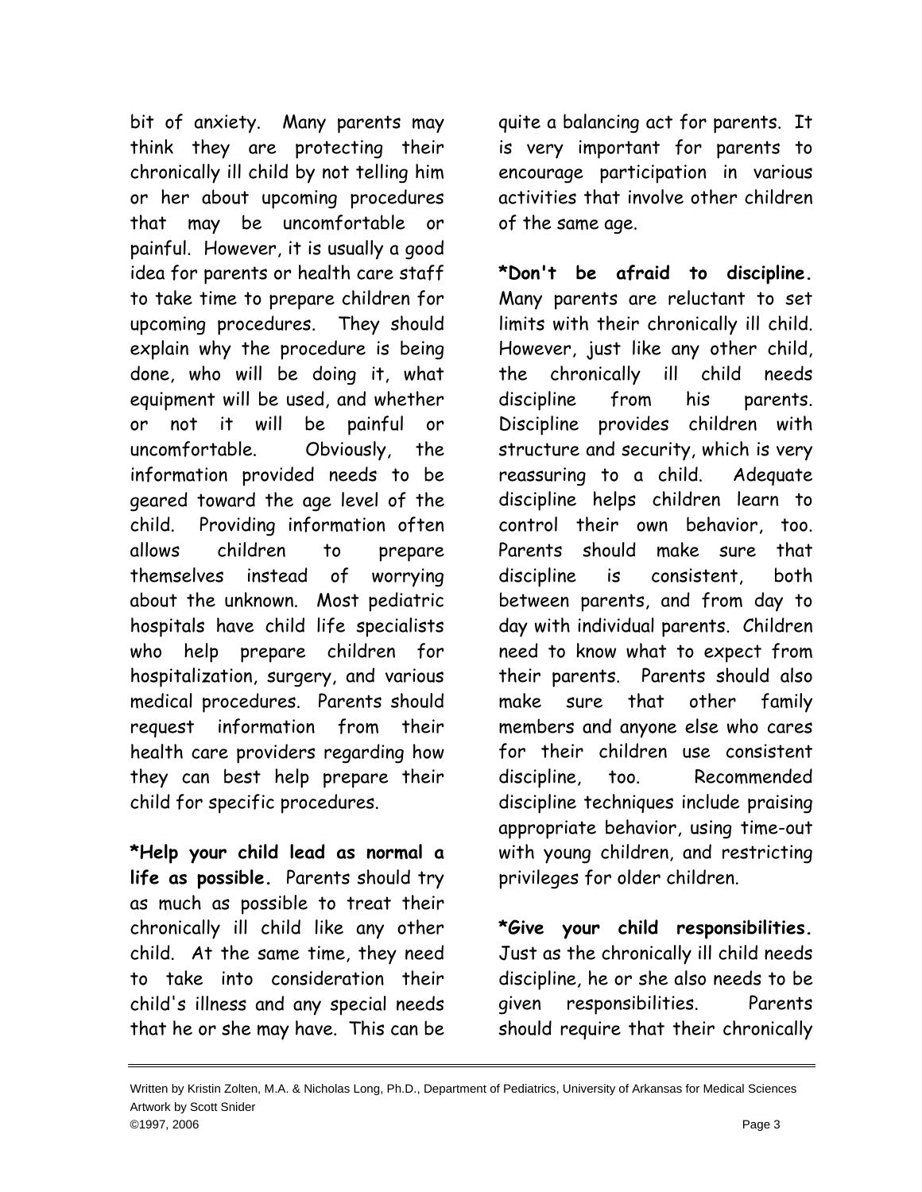bit of anxiety. Many parents may think they are protecting their chronically ill child by not telling him or her about upcoming procedures that may be uncomfortable or painful. However, it is usually a good idea for parents or health care staff to take time to prepare children for upcoming procedures. They should explain why the procedure is being done, who will be doing it, what equipment will be used, and whether or not it will be painful or uncomfortable. Obviously, the information provided needs to be geared toward the age level of the child. Providing information often allows children to prepare themselves instead of worrying about the unknown. Most pediatric hospitals have child life specialists who help prepare children for hospitalization, surgery, and various medical procedures. Parents should request information from their health care providers regarding how they can best help prepare their child for specific procedures.

**\*Help your child lead as normal a life as possible.** Parents should try as much as possible to treat their chronically ill child like any other child. At the same time, they need to take into consideration their child's illness and any special needs that he or she may have. This can be quite a balancing act for parents. It is very important for parents to encourage participation in various activities that involve other children of the same age.

**\*Don't be afraid to discipline.** Many parents are reluctant to set limits with their chronically ill child. However, just like any other child, the chronically ill child needs discipline from his parents. Discipline provides children with structure and security, which is very reassuring to a child. Adequate discipline helps children learn to control their own behavior, too. Parents should make sure that discipline is consistent, both between parents, and from day to day with individual parents. Children need to know what to expect from their parents. Parents should also make sure that other family members and anyone else who cares for their children use consistent discipline, too. Recommended discipline techniques include praising appropriate behavior, using time-out with young children, and restricting privileges for older children.

**\*Give your child responsibilities.** Just as the chronically ill child needs discipline, he or she also needs to be given responsibilities. Parents should require that their chronically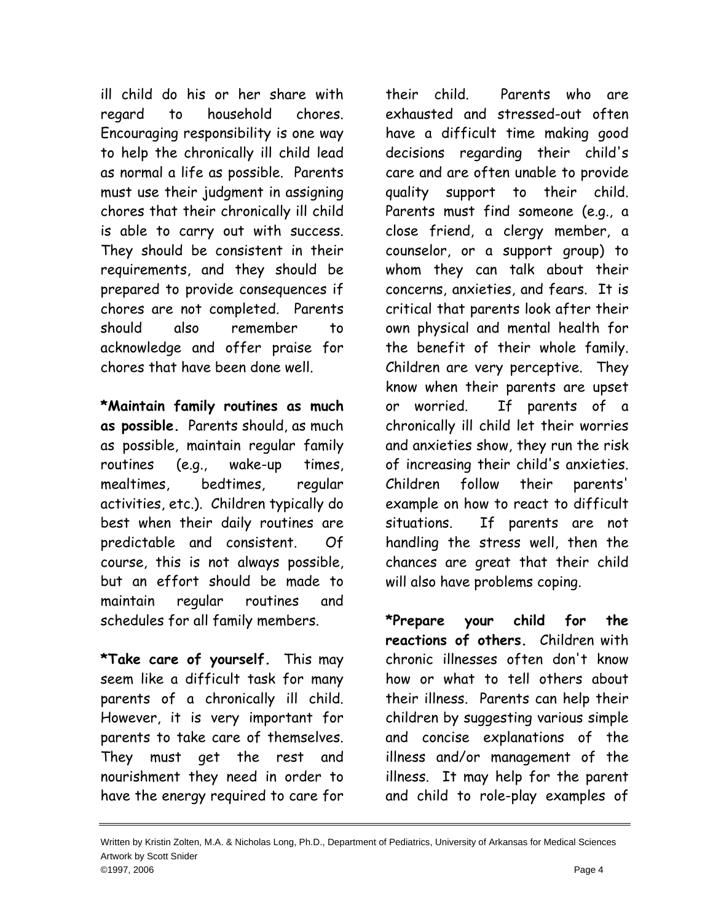ill child do his or her share with regard to household chores. Encouraging responsibility is one way to help the chronically ill child lead as normal a life as possible. Parents must use their judgment in assigning chores that their chronically ill child is able to carry out with success. They should be consistent in their requirements, and they should be prepared to provide consequences if chores are not completed. Parents should also remember to acknowledge and offer praise for chores that have been done well.

**\*Maintain family routines as much as possible.** Parents should, as much as possible, maintain regular family routines (e.g., wake-up times, mealtimes, bedtimes, regular activities, etc.). Children typically do best when their daily routines are predictable and consistent. Of course, this is not always possible, but an effort should be made to maintain regular routines and schedules for all family members.

**\*Take care of yourself.** This may seem like a difficult task for many parents of a chronically ill child. However, it is very important for parents to take care of themselves. They must get the rest and nourishment they need in order to have the energy required to care for their child. Parents who are exhausted and stressed-out often have a difficult time making good decisions regarding their child's care and are often unable to provide quality support to their child. Parents must find someone (e.g., a close friend, a clergy member, a counselor, or a support group) to whom they can talk about their concerns, anxieties, and fears. It is critical that parents look after their own physical and mental health for the benefit of their whole family. Children are very perceptive. They know when their parents are upset or worried. If parents of a chronically ill child let their worries and anxieties show, they run the risk of increasing their child's anxieties. Children follow their parents' example on how to react to difficult situations. If parents are not handling the stress well, then the chances are great that their child will also have problems coping.

**\*Prepare your child for the reactions of others.** Children with chronic illnesses often don't know how or what to tell others about their illness. Parents can help their children by suggesting various simple and concise explanations of the illness and/or management of the illness. It may help for the parent and child to role-play examples of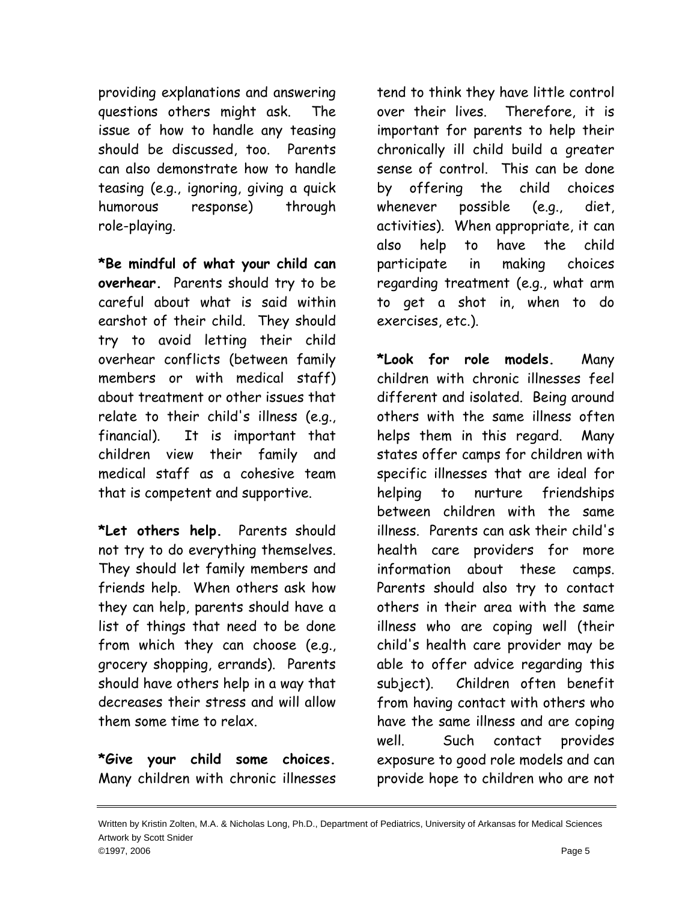providing explanations and answering questions others might ask. The issue of how to handle any teasing should be discussed, too. Parents can also demonstrate how to handle teasing (e.g., ignoring, giving a quick humorous response) through role-playing.

**\*Be mindful of what your child can overhear.** Parents should try to be careful about what is said within earshot of their child. They should try to avoid letting their child overhear conflicts (between family members or with medical staff) about treatment or other issues that relate to their child's illness (e.g., financial). It is important that children view their family and medical staff as a cohesive team that is competent and supportive.

**\*Let others help.** Parents should not try to do everything themselves. They should let family members and friends help. When others ask how they can help, parents should have a list of things that need to be done from which they can choose (e.g., grocery shopping, errands). Parents should have others help in a way that decreases their stress and will allow them some time to relax.

**\*Give your child some choices.** Many children with chronic illnesses tend to think they have little control over their lives. Therefore, it is important for parents to help their chronically ill child build a greater sense of control. This can be done by offering the child choices whenever possible (e.g., diet, activities). When appropriate, it can also help to have the child participate in making choices regarding treatment (e.g., what arm to get a shot in, when to do exercises, etc.).

**\*Look for role models.** Many children with chronic illnesses feel different and isolated. Being around others with the same illness often helps them in this regard. Many states offer camps for children with specific illnesses that are ideal for helping to nurture friendships between children with the same illness. Parents can ask their child's health care providers for more information about these camps. Parents should also try to contact others in their area with the same illness who are coping well (their child's health care provider may be able to offer advice regarding this subject). Children often benefit from having contact with others who have the same illness and are coping well. Such contact provides exposure to good role models and can provide hope to children who are not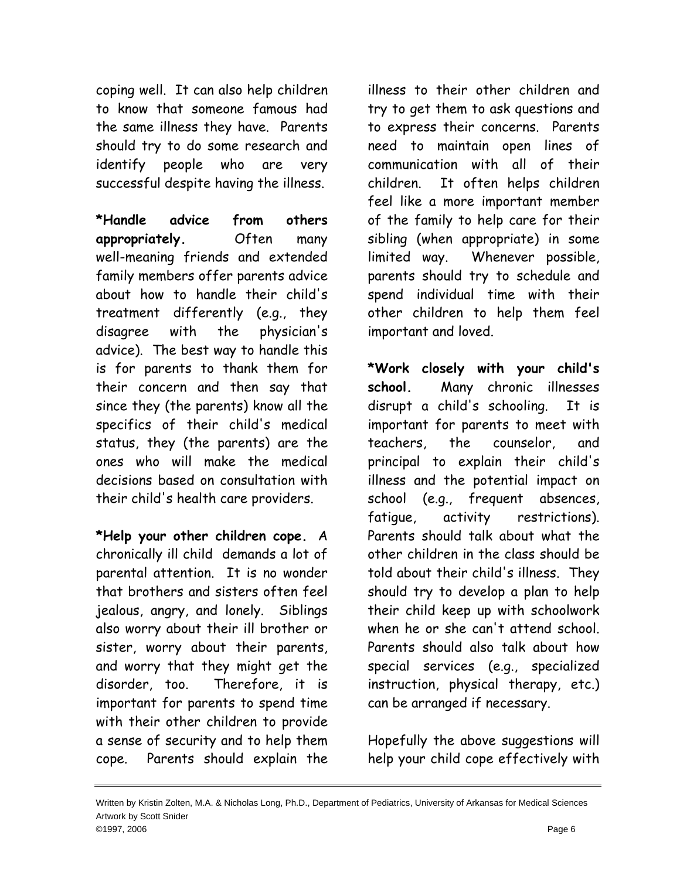coping well. It can also help children to know that someone famous had the same illness they have. Parents should try to do some research and identify people who are very successful despite having the illness.

**\*Handle advice from others appropriately.** Often many well-meaning friends and extended family members offer parents advice about how to handle their child's treatment differently (e.g., they disagree with the physician's advice). The best way to handle this is for parents to thank them for their concern and then say that since they (the parents) know all the specifics of their child's medical status, they (the parents) are the ones who will make the medical decisions based on consultation with their child's health care providers.

**\*Help your other children cope.** A chronically ill child demands a lot of parental attention. It is no wonder that brothers and sisters often feel jealous, angry, and lonely. Siblings also worry about their ill brother or sister, worry about their parents, and worry that they might get the disorder, too. Therefore, it is important for parents to spend time with their other children to provide a sense of security and to help them cope. Parents should explain the illness to their other children and try to get them to ask questions and to express their concerns. Parents need to maintain open lines of communication with all of their children. It often helps children feel like a more important member of the family to help care for their sibling (when appropriate) in some limited way. Whenever possible, parents should try to schedule and spend individual time with their other children to help them feel important and loved.

**\*Work closely with your child's school.** Many chronic illnesses disrupt a child's schooling. It is important for parents to meet with teachers, the counselor, and principal to explain their child's illness and the potential impact on school (e.g., frequent absences, fatigue, activity restrictions). Parents should talk about what the other children in the class should be told about their child's illness. They should try to develop a plan to help their child keep up with schoolwork when he or she can't attend school. Parents should also talk about how special services (e.g., specialized instruction, physical therapy, etc.) can be arranged if necessary.

Hopefully the above suggestions will help your child cope effectively with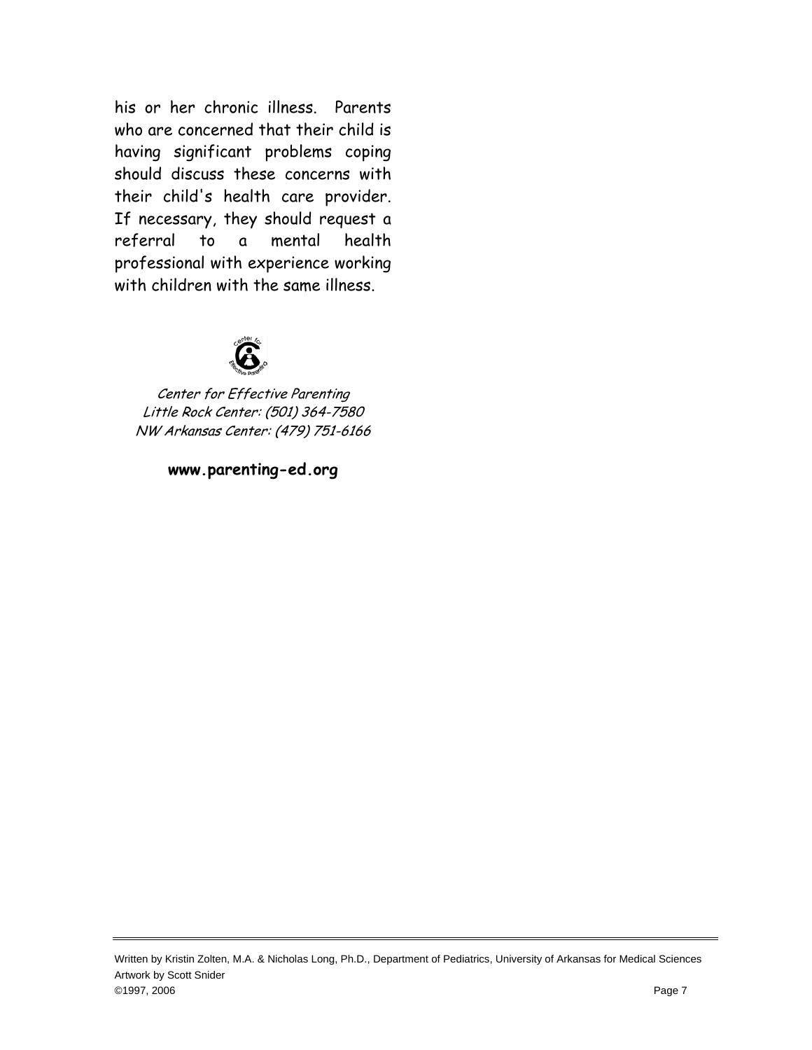his or her chronic illness. Parents who are concerned that their child is having significant problems coping should discuss these concerns with their child's health care provider. If necessary, they should request a referral to a mental health professional with experience working with children with the same illness.

*Center for Effective Parenting*
*Little Rock Center: (501) 364-7580*
*NW Arkansas Center: (479) 751-6166*

**www.parenting-ed.org**

---

Written by Kristin Zolten, M.A. & Nicholas Long, Ph.D., Department of Pediatrics, University of Arkansas for Medical Sciences
Artwork by Scott Snider
©1997, 2006